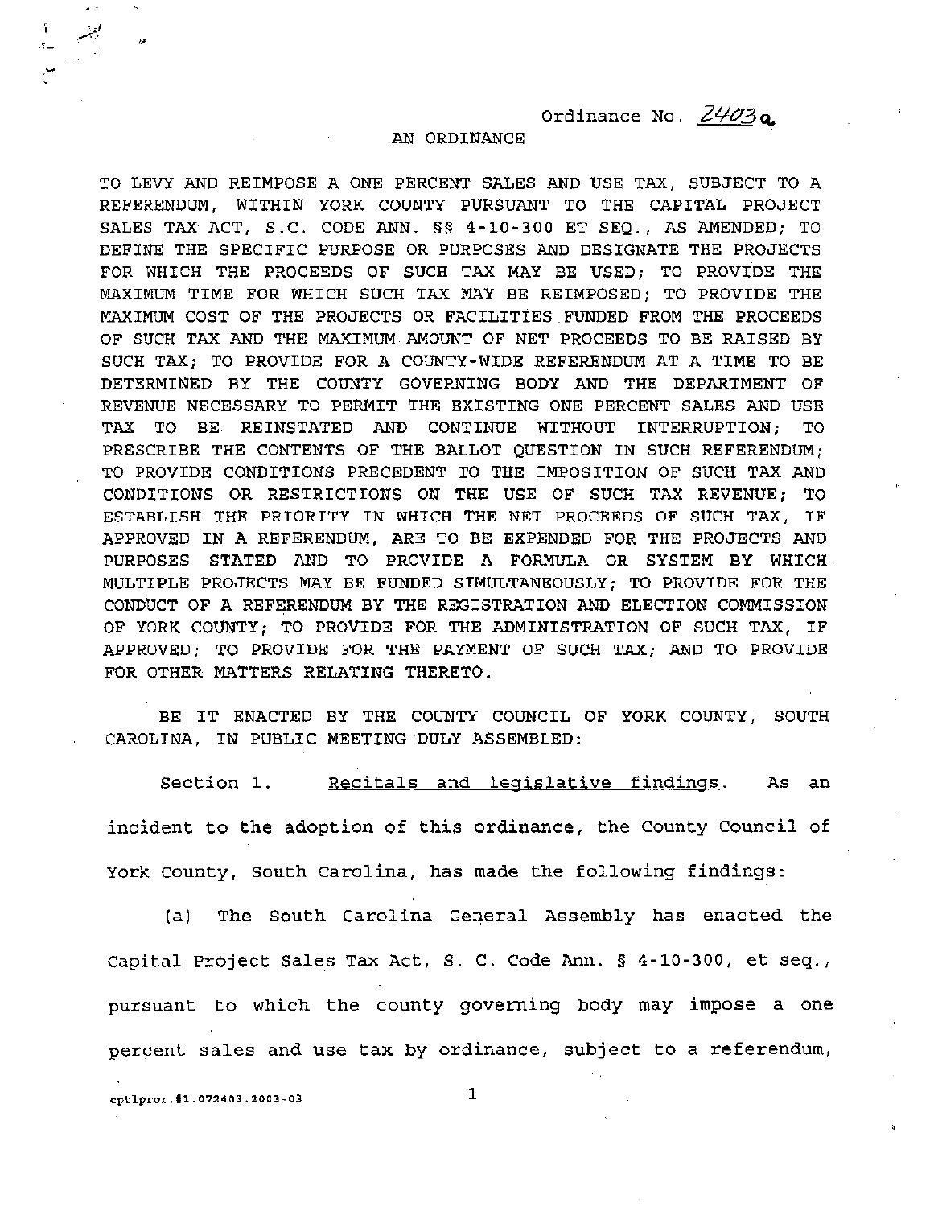Ordinance No. 2403a

AN ORDINANCE

TO LEVY AND REIMPOSE A ONE PERCENT SALES AND USE TAX, SUBJECT TO A REFERENDUM, WITHIN YORK COUNTY PURSUANT TO THE CAPITAL PROJECT SALES TAX ACT, S.C. CODE ANN. §§ 4-10-300 ET SEQ., AS AMENDED; TO DEFINE THE SPECIFIC PURPOSE OR PURPOSES AND DESIGNATE THE PROJECTS FOR WHICH THE PROCEEDS OF SUCH TAX MAY BE USED; TO PROVIDE THE MAXIMUM TIME FOR WHICH SUCH TAX MAY BE REIMPOSED; TO PROVIDE THE MAXIMUM COST OF THE PROJECTS OR FACILITIES FUNDED FROM THE PROCEEDS OF SUCH TAX AND THE MAXIMUM AMOUNT OF NET PROCEEDS TO BE RAISED BY SUCH TAX; TO PROVIDE FOR A COUNTY-WIDE REFERENDUM AT A TIME TO BE DETERMINED BY THE COUNTY GOVERNING BODY AND THE DEPARTMENT OF REVENUE NECESSARY TO PERMIT THE EXISTING ONE PERCENT SALES AND USE TAX TO BE REINSTATED AND CONTINUE WITHOUT INTERRUPTION; TO PRESCRIBE THE CONTENTS OF THE BALLOT QUESTION IN SUCH REFERENDUM; TO PROVIDE CONDITIONS PRECEDENT TO THE IMPOSITION OF SUCH TAX AND CONDITIONS OR RESTRICTIONS ON THE USE OF SUCH TAX REVENUE; TO ESTABLISH THE PRIORITY IN WHICH THE NET PROCEEDS OF SUCH TAX, IF APPROVED IN A REFERENDUM, ARE TO BE EXPENDED FOR THE PROJECTS AND PURPOSES STATED AND TO PROVIDE A FORMULA OR SYSTEM BY WHICH MULTIPLE PROJECTS MAY BE FUNDED SIMULTANEOUSLY; TO PROVIDE FOR THE CONDUCT OF A REFERENDUM BY THE REGISTRATION AND ELECTION COMMISSION OF YORK COUNTY; TO PROVIDE FOR THE ADMINISTRATION OF SUCH TAX, IF APPROVED; TO PROVIDE FOR THE PAYMENT OF SUCH TAX; AND TO PROVIDE FOR OTHER MATTERS RELATING THERETO.

BE IT ENACTED BY THE COUNTY COUNCIL OF YORK COUNTY, SOUTH CAROLINA, IN PUBLIC MEETING DULY ASSEMBLED:

Section 1. Recitals and legislative findings. As an incident to the adoption of this ordinance, the County Council of York County, South Carolina, has made the following findings:

(a) The South Carolina General Assembly has enacted the Capital Project Sales Tax Act, S. C. Code Ann. § 4-10-300, et seq., pursuant to which the county governing body may impose a one percent sales and use tax by ordinance, subject to a referendum,

cptlpror.#1.072403.2003-03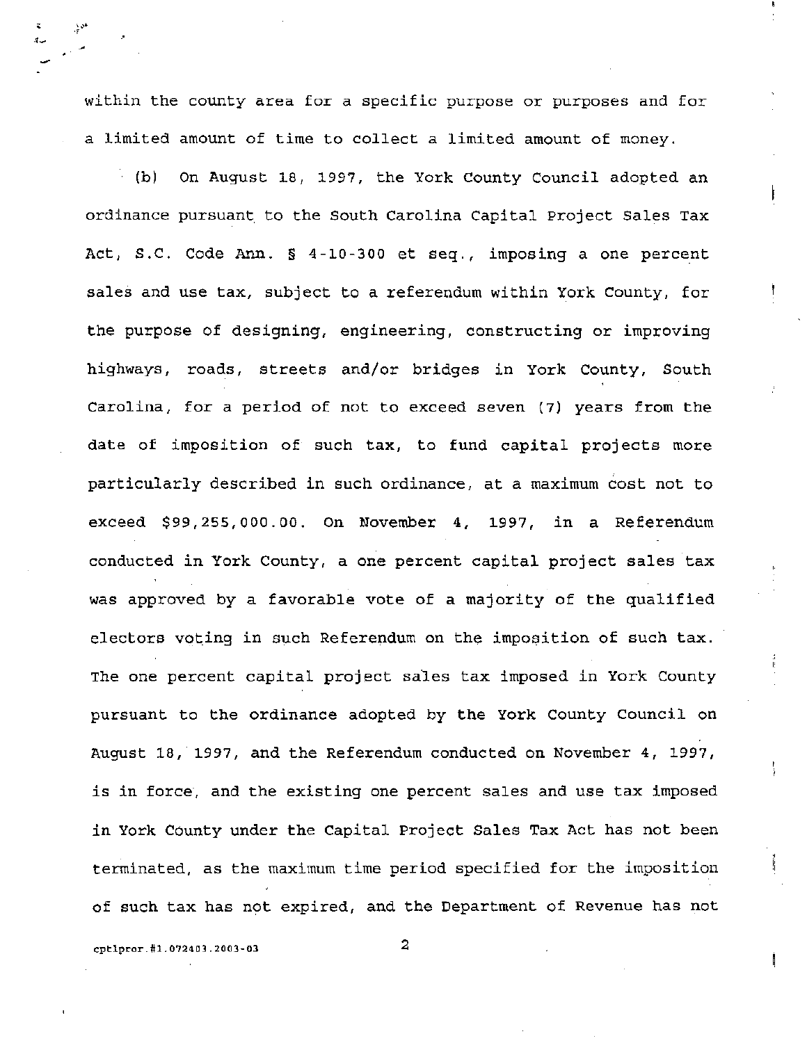within the county area for a specific purpose or purposes and for a limited amount of time to collect a limited amount of money.

(b) On August 18, 1997, the York County Council adopted an ordinance pursuant to the South Carolina Capital Project Sales Tax Act, S.C. Code Ann. § 4-10-300 et seq., imposing a one percent sales and use tax, subject to a referendum within York County, for the purpose of designing, engineering, constructing or improving highways, roads, streets and/or bridges in York County, South Carolina, for a period of not to exceed seven (7) years from the date of imposition of such tax, to fund capital projects more particularly described in such ordinance, at a maximum cost not to exceed $99,255,000.00. On November 4, 1997, in a Referendum conducted in York County, a one percent capital project sales tax was approved by a favorable vote of a majority of the qualified electors voting in such Referendum on the imposition of such tax. The one percent capital project sales tax imposed in York County pursuant to the ordinance adopted by the York County Council on August 18, 1997, and the Referendum conducted on November 4, 1997, is in force, and the existing one percent sales and use tax imposed in York County under the Capital Project Sales Tax Act has not been terminated, as the maximum time period specified for the imposition of such tax has not expired, and the Department of Revenue has not

cptlpror.#1.072403.2003-03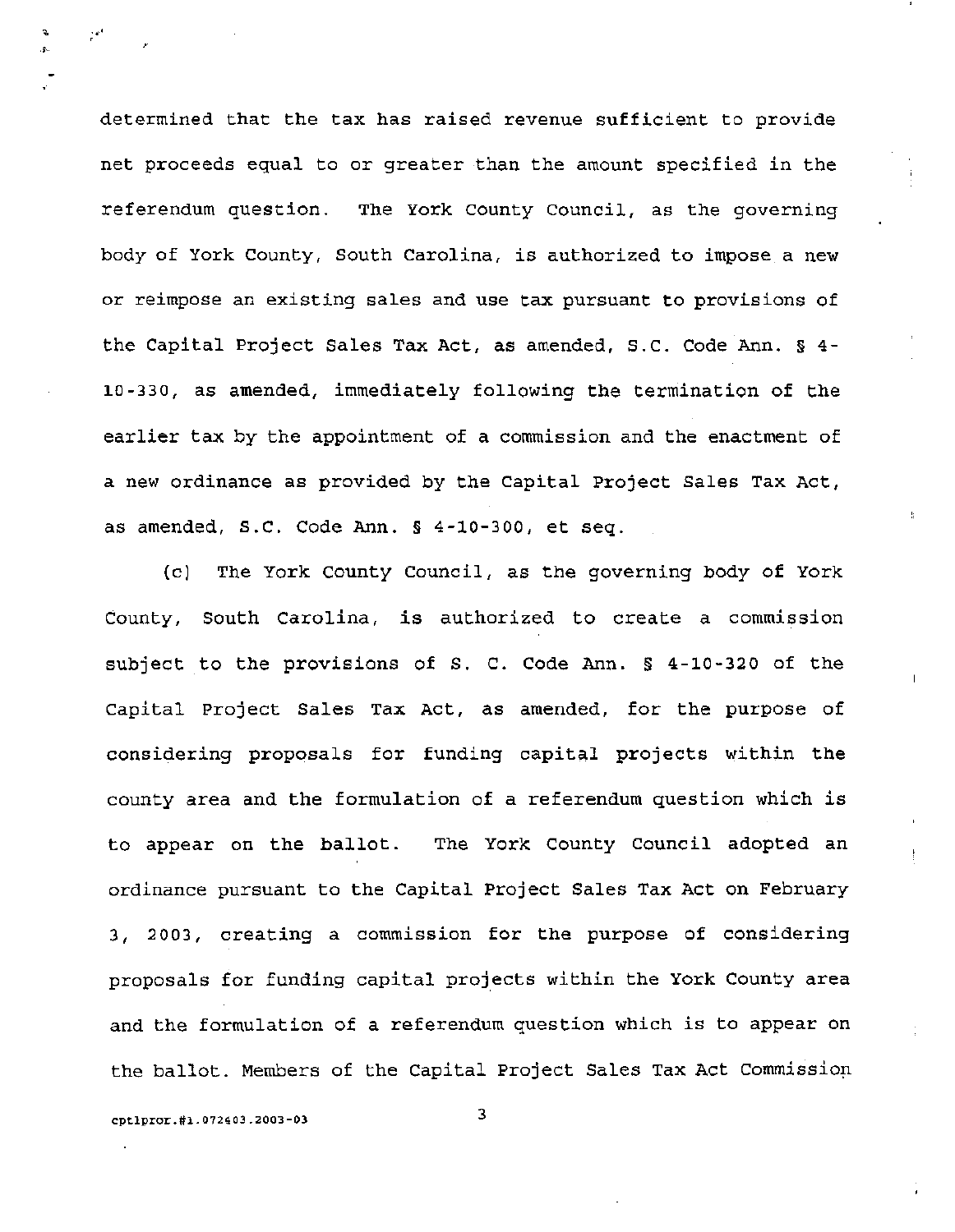determined that the tax has raised revenue sufficient to provide net proceeds equal to or greater than the amount specified in the referendum question. The York County Council, as the governing body of York County, South Carolina, is authorized to impose a new or reimpose an existing sales and use tax pursuant to provisions of the Capital Project Sales Tax Act, as amended, S.C. Code Ann. § 4-10-330, as amended, immediately following the termination of the earlier tax by the appointment of a commission and the enactment of a new ordinance as provided by the Capital Project Sales Tax Act, as amended, S.C. Code Ann. § 4-10-300, et seq.

(c) The York County Council, as the governing body of York County, South Carolina, is authorized to create a commission subject to the provisions of S. C. Code Ann. § 4-10-320 of the Capital Project Sales Tax Act, as amended, for the purpose of considering proposals for funding capital projects within the county area and the formulation of a referendum question which is to appear on the ballot. The York County Council adopted an ordinance pursuant to the Capital Project Sales Tax Act on February 3, 2003, creating a commission for the purpose of considering proposals for funding capital projects within the York County area and the formulation of a referendum question which is to appear on the ballot. Members of the Capital Project Sales Tax Act Commission

cptlpror.#1.072403.2003-03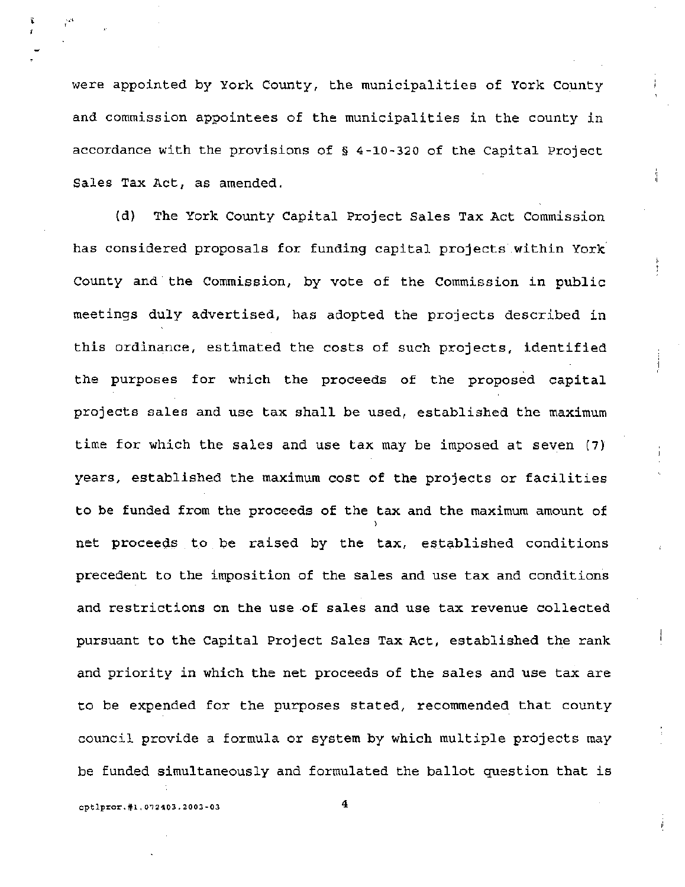were appointed by York County, the municipalities of York County and commission appointees of the municipalities in the county in accordance with the provisions of § 4-10-320 of the Capital Project Sales Tax Act, as amended.

(d) The York County Capital Project Sales Tax Act Commission has considered proposals for funding capital projects within York County and the Commission, by vote of the Commission in public meetings duly advertised, has adopted the projects described in this ordinance, estimated the costs of such projects, identified the purposes for which the proceeds of the proposed capital projects sales and use tax shall be used, established the maximum time for which the sales and use tax may be imposed at seven (7) years, established the maximum cost of the projects or facilities to be funded from the proceeds of the tax and the maximum amount of net proceeds to be raised by the tax, established conditions precedent to the imposition of the sales and use tax and conditions and restrictions on the use of sales and use tax revenue collected pursuant to the Capital Project Sales Tax Act, established the rank and priority in which the net proceeds of the sales and use tax are to be expended for the purposes stated, recommended that county council provide a formula or system by which multiple projects may be funded simultaneously and formulated the ballot question that is

cptlpror.#1.072403.2003-03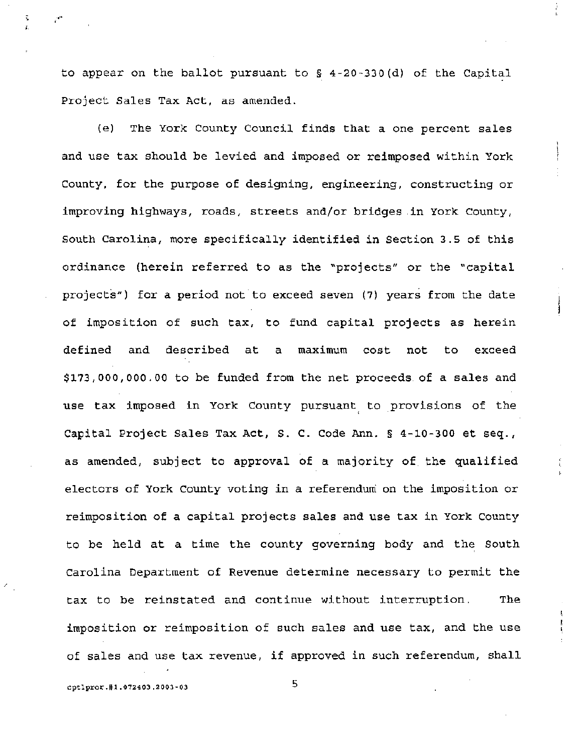to appear on the ballot pursuant to § 4-20-330(d) of the Capital Project Sales Tax Act, as amended.

(e) The York County Council finds that a one percent sales and use tax should be levied and imposed or reimposed within York County, for the purpose of designing, engineering, constructing or improving highways, roads, streets and/or bridges in York County, South Carolina, more specifically identified in Section 3.5 of this ordinance (herein referred to as the "projects" or the "capital projects") for a period not to exceed seven (7) years from the date of imposition of such tax, to fund capital projects as herein defined and described at a maximum cost not to exceed $173,000,000.00 to be funded from the net proceeds of a sales and use tax imposed in York County pursuant to provisions of the Capital Project Sales Tax Act, S. C. Code Ann. § 4-10-300 et seq., as amended, subject to approval of a majority of the qualified electors of York County voting in a referendum on the imposition or reimposition of a capital projects sales and use tax in York County to be held at a time the county governing body and the South Carolina Department of Revenue determine necessary to permit the tax to be reinstated and continue without interruption. The imposition or reimposition of such sales and use tax, and the use of sales and use tax revenue, if approved in such referendum, shall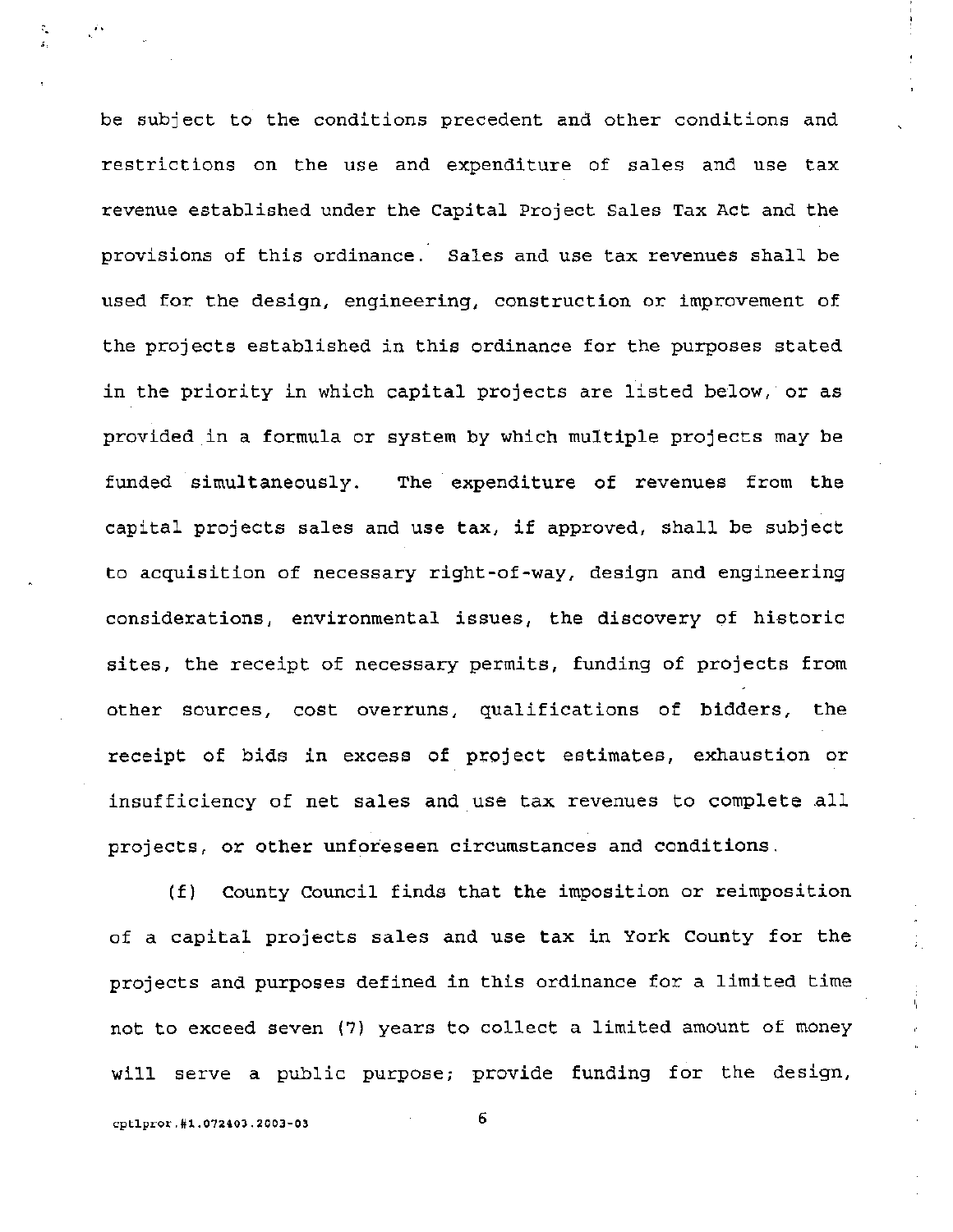be subject to the conditions precedent and other conditions and restrictions on the use and expenditure of sales and use tax revenue established under the Capital Project Sales Tax Act and the provisions of this ordinance. Sales and use tax revenues shall be used for the design, engineering, construction or improvement of the projects established in this ordinance for the purposes stated in the priority in which capital projects are listed below, or as provided in a formula or system by which multiple projects may be funded simultaneously. The expenditure of revenues from the capital projects sales and use tax, if approved, shall be subject to acquisition of necessary right-of-way, design and engineering considerations, environmental issues, the discovery of historic sites, the receipt of necessary permits, funding of projects from other sources, cost overruns, qualifications of bidders, the receipt of bids in excess of project estimates, exhaustion or insufficiency of net sales and use tax revenues to complete all projects, or other unforeseen circumstances and conditions.

(f) County Council finds that the imposition or reimposition of a capital projects sales and use tax in York County for the projects and purposes defined in this ordinance for a limited time not to exceed seven (7) years to collect a limited amount of money will serve a public purpose; provide funding for the design,

cptlpror.#1.072403.2003-03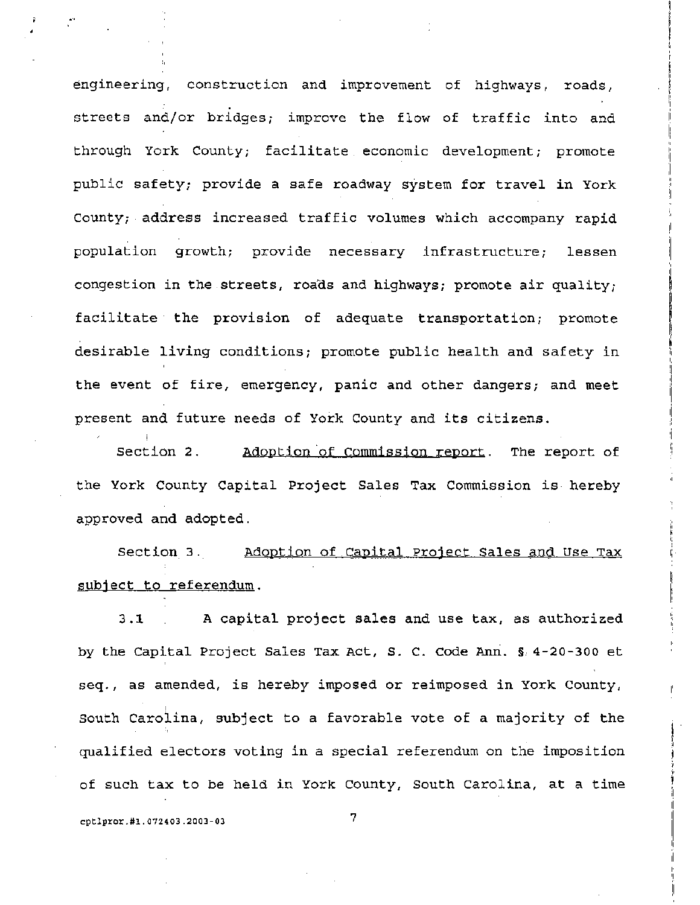engineering, construction and improvement of highways, roads, streets and/or bridges; improve the flow of traffic into and through York County; facilitate economic development; promote public safety; provide a safe roadway system for travel in York County; address increased traffic volumes which accompany rapid population growth; provide necessary infrastructure; lessen congestion in the streets, roads and highways; promote air quality; facilitate the provision of adequate transportation; promote desirable living conditions; promote public health and safety in the event of fire, emergency, panic and other dangers; and meet present and future needs of York County and its citizens.

Section 2. Adoption of Commission report. The report of the York County Capital Project Sales Tax Commission is hereby approved and adopted.

Section 3. Adoption of Capital Project Sales and Use Tax subject to referendum.

3.1 A capital project sales and use tax, as authorized by the Capital Project Sales Tax Act, S. C. Code Ann. § 4-20-300 et seq., as amended, is hereby imposed or reimposed in York County, South Carolina, subject to a favorable vote of a majority of the qualified electors voting in a special referendum on the imposition of such tax to be held in York County, South Carolina, at a time

cptlpror.#1.072403.2003-03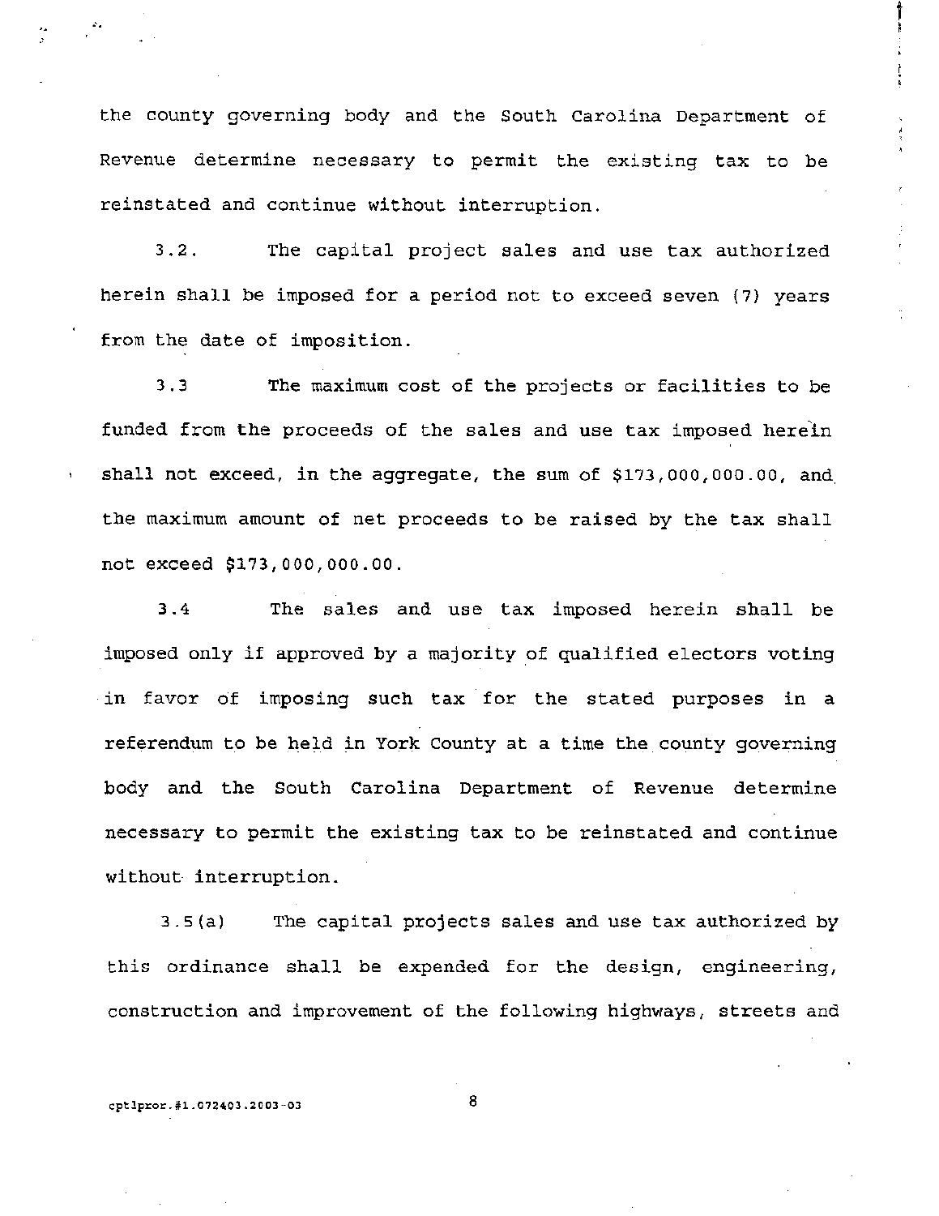the county governing body and the South Carolina Department of Revenue determine necessary to permit the existing tax to be reinstated and continue without interruption.

3.2. The capital project sales and use tax authorized herein shall be imposed for a period not to exceed seven (7) years from the date of imposition.

3.3 The maximum cost of the projects or facilities to be funded from the proceeds of the sales and use tax imposed herein shall not exceed, in the aggregate, the sum of $173,000,000.00, and the maximum amount of net proceeds to be raised by the tax shall not exceed $173,000,000.00.

3.4 The sales and use tax imposed herein shall be imposed only if approved by a majority of qualified electors voting in favor of imposing such tax for the stated purposes in a referendum to be held in York County at a time the county governing body and the South Carolina Department of Revenue determine necessary to permit the existing tax to be reinstated and continue without interruption.

3.5(a) The capital projects sales and use tax authorized by this ordinance shall be expended for the design, engineering, construction and improvement of the following highways, streets and

cptlpror.#1.072403.2003-03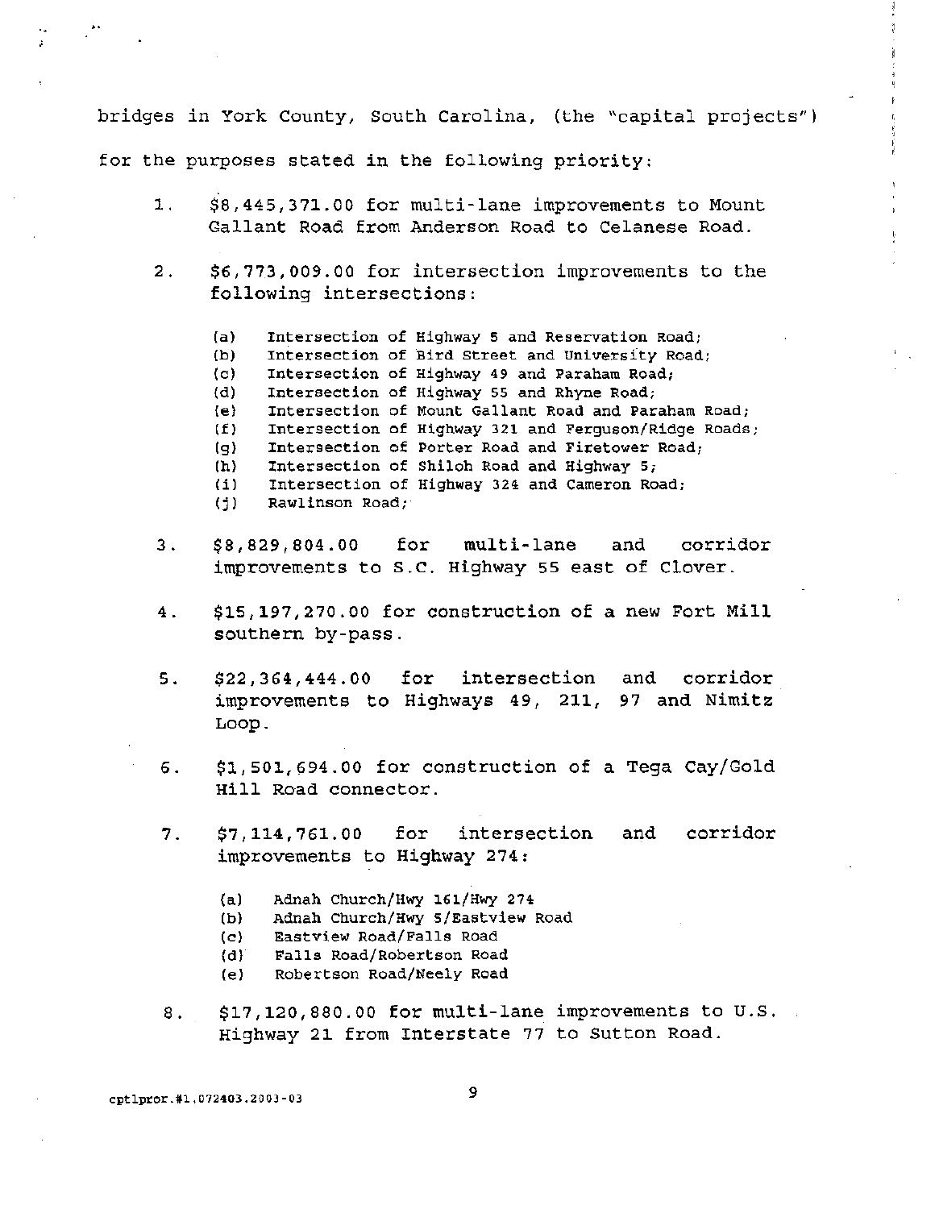bridges in York County, South Carolina, (the "capital projects") for the purposes stated in the following priority:

1. $8,445,371.00 for multi-lane improvements to Mount Gallant Road from Anderson Road to Celanese Road.

2. $6,773,009.00 for intersection improvements to the following intersections:

   (a) Intersection of Highway 5 and Reservation Road;
   (b) Intersection of Bird Street and University Road;
   (c) Intersection of Highway 49 and Paraham Road;
   (d) Intersection of Highway 55 and Rhyne Road;
   (e) Intersection of Mount Gallant Road and Paraham Road;
   (f) Intersection of Highway 321 and Ferguson/Ridge Roads;
   (g) Intersection of Porter Road and Firetower Road;
   (h) Intersection of Shiloh Road and Highway 5;
   (i) Intersection of Highway 324 and Cameron Road;
   (j) Rawlinson Road;

3. $8,829,804.00 for multi-lane and corridor improvements to S.C. Highway 55 east of Clover.

4. $15,197,270.00 for construction of a new Fort Mill southern by-pass.

5. $22,364,444.00 for intersection and corridor improvements to Highways 49, 211, 97 and Nimitz Loop.

6. $1,501,694.00 for construction of a Tega Cay/Gold Hill Road connector.

7. $7,114,761.00 for intersection and corridor improvements to Highway 274:

   (a) Adnah Church/Hwy 161/Hwy 274
   (b) Adnah Church/Hwy 5/Eastview Road
   (c) Eastview Road/Falls Road
   (d) Falls Road/Robertson Road
   (e) Robertson Road/Neely Road

8. $17,120,880.00 for multi-lane improvements to U.S. Highway 21 from Interstate 77 to Sutton Road.

cptlpror.#1.072403.2003-03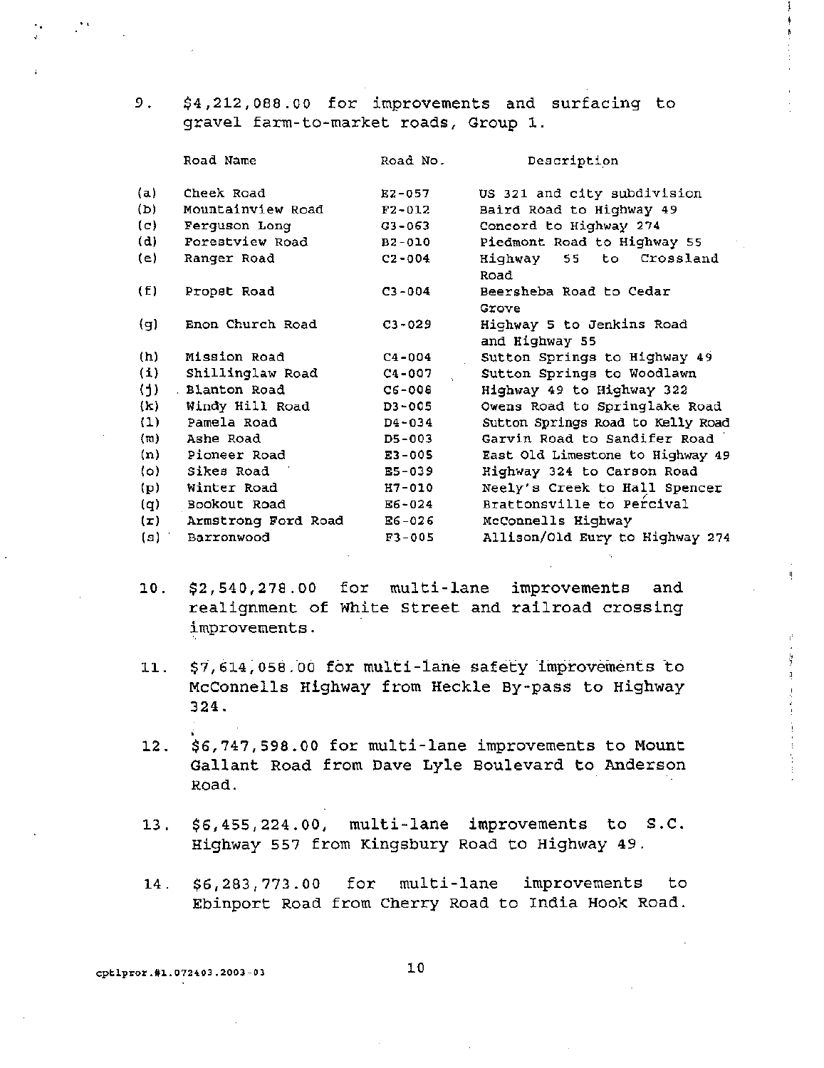9. $4,212,088.00 for improvements and surfacing to gravel farm-to-market roads, Group 1.

| | Road Name | Road No. | Description |
|---|---|---|---|
| (a) | Cheek Road | E2-057 | US 321 and city subdivision |
| (b) | Mountainview Road | F2-012 | Baird Road to Highway 49 |
| (c) | Ferguson Long | G3-063 | Concord to Highway 274 |
| (d) | Forestview Road | B2-010 | Piedmont Road to Highway 55 |
| (e) | Ranger Road | C2-004 | Highway 55 to Crossland Road |
| (f) | Propst Road | C3-004 | Beersheba Road to Cedar Grove |
| (g) | Enon Church Road | C3-029 | Highway 5 to Jenkins Road and Highway 55 |
| (h) | Mission Road | C4-004 | Sutton Springs to Highway 49 |
| (i) | Shillinglaw Road | C4-007 | Sutton Springs to Woodlawn |
| (j) | Blanton Road | C6-008 | Highway 49 to Highway 322 |
| (k) | Windy Hill Road | D3-005 | Owens Road to Springlake Road |
| (l) | Pamela Road | D4-034 | Sutton Springs Road to Kelly Road |
| (m) | Ashe Road | D5-003 | Garvin Road to Sandifer Road |
| (n) | Pioneer Road | E3-005 | East Old Limestone to Highway 49 |
| (o) | Sikes Road | E5-039 | Highway 324 to Carson Road |
| (p) | Winter Road | H7-010 | Neely's Creek to Hall Spencer |
| (q) | Bookout Road | E6-024 | Brattonsville to Percival |
| (r) | Armstrong Ford Road | E6-026 | McConnells Highway |
| (s) | Barronwood | F3-005 | Allison/Old Eury to Highway 274 |

10. $2,540,278.00 for multi-lane improvements and realignment of White Street and railroad crossing improvements.

11. $7,614,058.00 for multi-lane safety improvements to McConnells Highway from Heckle By-pass to Highway 324.

12. $6,747,598.00 for multi-lane improvements to Mount Gallant Road from Dave Lyle Boulevard to Anderson Road.

13. $6,455,224.00, multi-lane improvements to S.C. Highway 557 from Kingsbury Road to Highway 49.

14. $6,283,773.00 for multi-lane improvements to Ebinport Road from Cherry Road to India Hook Road.

cptlpror.#1.072403.2003-03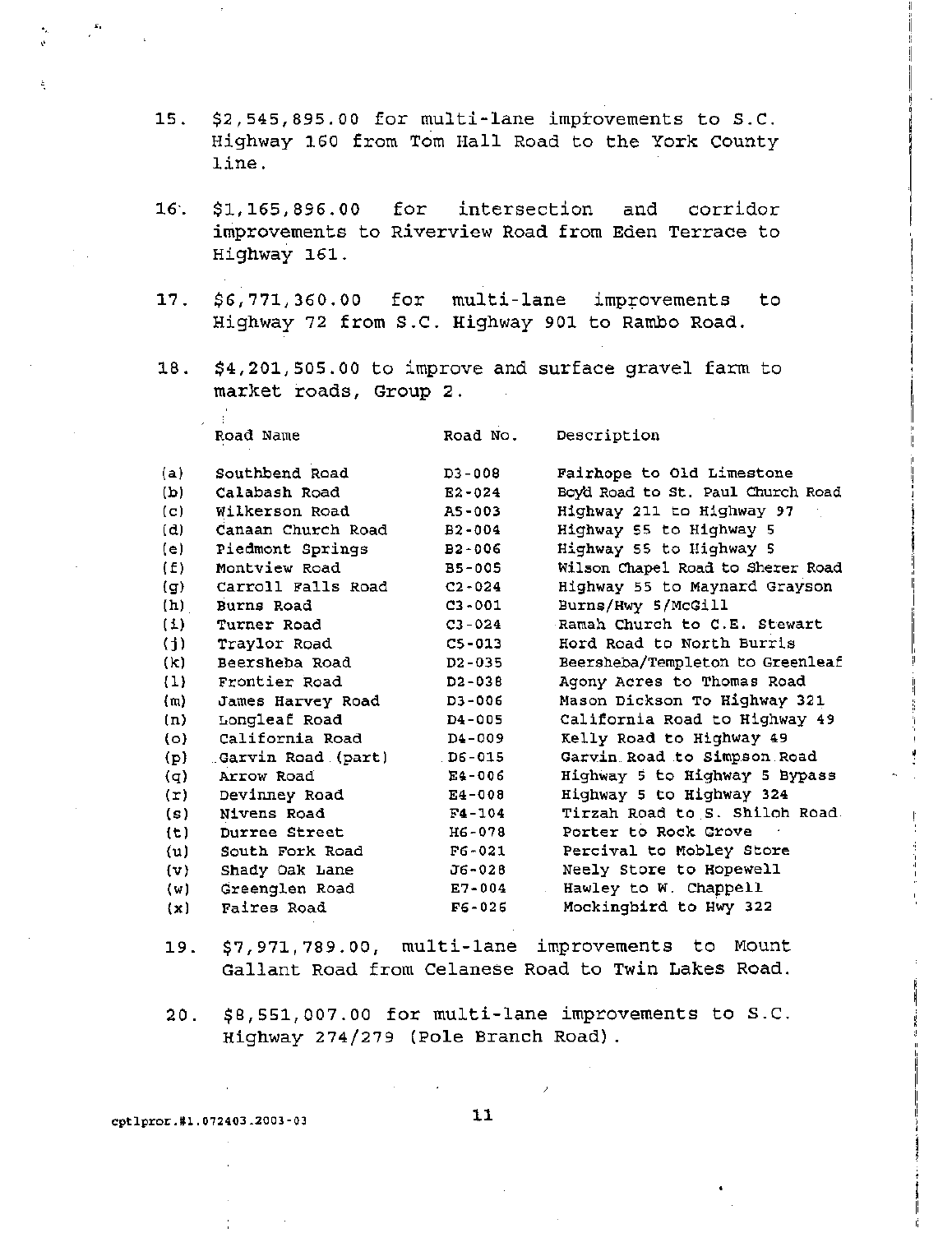15. $2,545,895.00 for multi-lane improvements to S.C. Highway 160 from Tom Hall Road to the York County line.

16. $1,165,896.00 for intersection and corridor improvements to Riverview Road from Eden Terrace to Highway 161.

17. $6,771,360.00 for multi-lane improvements to Highway 72 from S.C. Highway 901 to Rambo Road.

18. $4,201,505.00 to improve and surface gravel farm to market roads, Group 2.

| | Road Name | Road No. | Description |
|---|---|---|---|
| (a) | Southbend Road | D3-008 | Fairhope to Old Limestone |
| (b) | Calabash Road | E2-024 | Boyd Road to St. Paul Church Road |
| (c) | Wilkerson Road | A5-003 | Highway 211 to Highway 97 |
| (d) | Canaan Church Road | B2-004 | Highway 55 to Highway 5 |
| (e) | Piedmont Springs | B2-006 | Highway 55 to Highway 5 |
| (f) | Montview Road | B5-005 | Wilson Chapel Road to Sherer Road |
| (g) | Carroll Falls Road | C2-024 | Highway 55 to Maynard Grayson |
| (h) | Burns Road | C3-001 | Burns/Hwy 5/McGill |
| (i) | Turner Road | C3-024 | Ramah Church to C.E. Stewart |
| (j) | Traylor Road | C5-013 | Hord Road to North Burris |
| (k) | Beersheba Road | D2-035 | Beersheba/Templeton to Greenleaf |
| (l) | Frontier Road | D2-038 | Agony Acres to Thomas Road |
| (m) | James Harvey Road | D3-006 | Mason Dickson To Highway 321 |
| (n) | Longleaf Road | D4-005 | California Road to Highway 49 |
| (o) | California Road | D4-009 | Kelly Road to Highway 49 |
| (p) | Garvin Road (part) | D6-015 | Garvin Road to Simpson Road |
| (q) | Arrow Road | E4-006 | Highway 5 to Highway 5 Bypass |
| (r) | Devinney Road | E4-008 | Highway 5 to Highway 324 |
| (s) | Nivens Road | F4-104 | Tirzah Road to S. Shiloh Road |
| (t) | Durree Street | H6-078 | Porter to Rock Grove |
| (u) | South Fork Road | F6-021 | Percival to Mobley Store |
| (v) | Shady Oak Lane | J6-028 | Neely Store to Hopewell |
| (w) | Greenglen Road | E7-004 | Hawley to W. Chappell |
| (x) | Faires Road | F6-026 | Mockingbird to Hwy 322 |

19. $7,971,789.00, multi-lane improvements to Mount Gallant Road from Celanese Road to Twin Lakes Road.

20. $8,551,007.00 for multi-lane improvements to S.C. Highway 274/279 (Pole Branch Road).

cptlpror.#1.072403.2003-03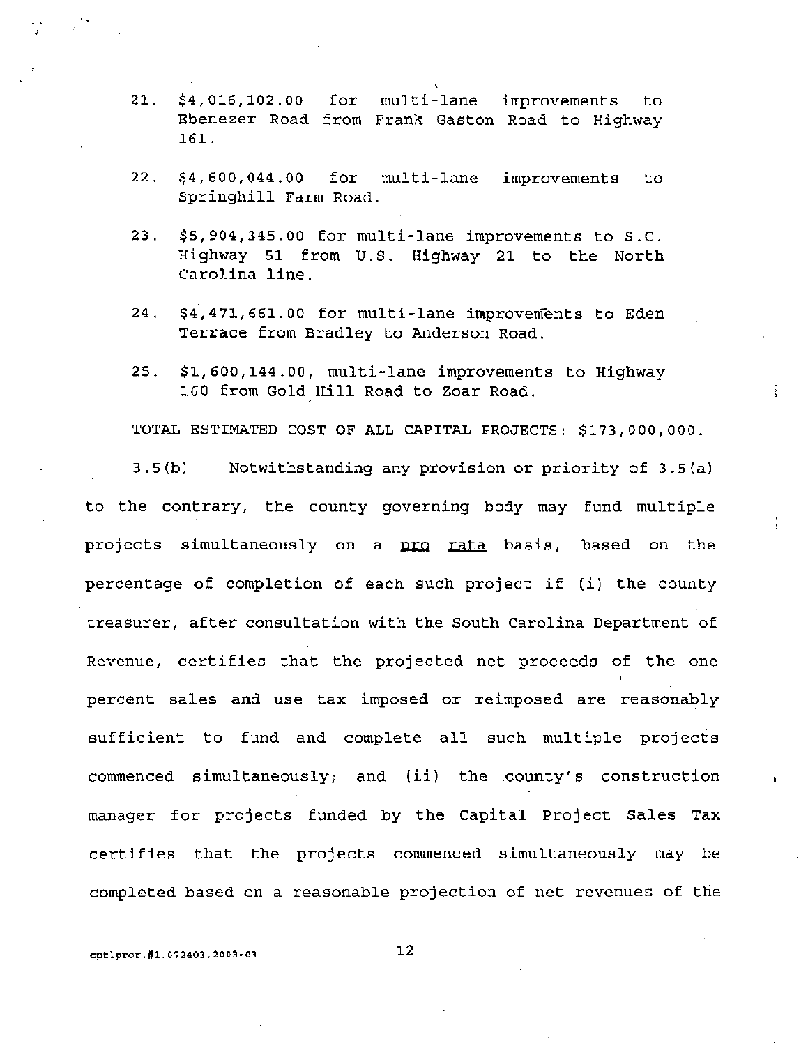21. $4,016,102.00 for multi-lane improvements to Ebenezer Road from Frank Gaston Road to Highway 161.

22. $4,600,044.00 for multi-lane improvements to Springhill Farm Road.

23. $5,904,345.00 for multi-lane improvements to S.C. Highway 51 from U.S. Highway 21 to the North Carolina line.

24. $4,471,661.00 for multi-lane improvements to Eden Terrace from Bradley to Anderson Road.

25. $1,600,144.00, multi-lane improvements to Highway 160 from Gold Hill Road to Zoar Road.

TOTAL ESTIMATED COST OF ALL CAPITAL PROJECTS: $173,000,000.

3.5(b) Notwithstanding any provision or priority of 3.5(a) to the contrary, the county governing body may fund multiple projects simultaneously on a pro rata basis, based on the percentage of completion of each such project if (i) the county treasurer, after consultation with the South Carolina Department of Revenue, certifies that the projected net proceeds of the one percent sales and use tax imposed or reimposed are reasonably sufficient to fund and complete all such multiple projects commenced simultaneously; and (ii) the county's construction manager for projects funded by the Capital Project Sales Tax certifies that the projects commenced simultaneously may be completed based on a reasonable projection of net revenues of the

cptlpror.#1.072403.2003-03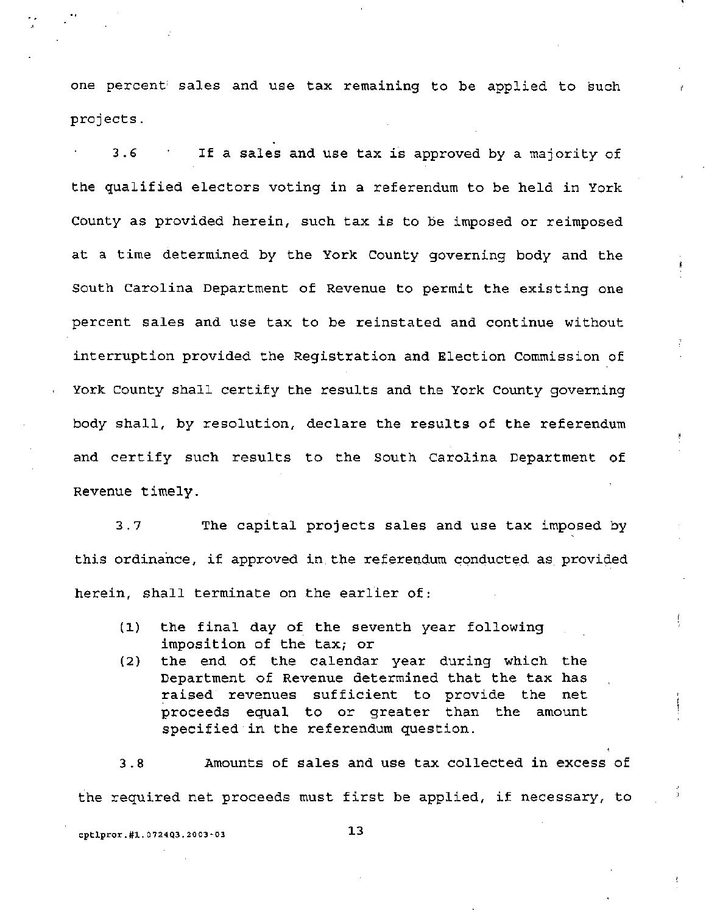one percent sales and use tax remaining to be applied to such projects.

3.6 If a sales and use tax is approved by a majority of the qualified electors voting in a referendum to be held in York County as provided herein, such tax is to be imposed or reimposed at a time determined by the York County governing body and the South Carolina Department of Revenue to permit the existing one percent sales and use tax to be reinstated and continue without interruption provided the Registration and Election Commission of York County shall certify the results and the York County governing body shall, by resolution, declare the results of the referendum and certify such results to the South Carolina Department of Revenue timely.

3.7 The capital projects sales and use tax imposed by this ordinance, if approved in the referendum conducted as provided herein, shall terminate on the earlier of:

(1) the final day of the seventh year following imposition of the tax; or
(2) the end of the calendar year during which the Department of Revenue determined that the tax has raised revenues sufficient to provide the net proceeds equal to or greater than the amount specified in the referendum question.

3.8 Amounts of sales and use tax collected in excess of the required net proceeds must first be applied, if necessary, to

cptlpror.#1.072403.2003-03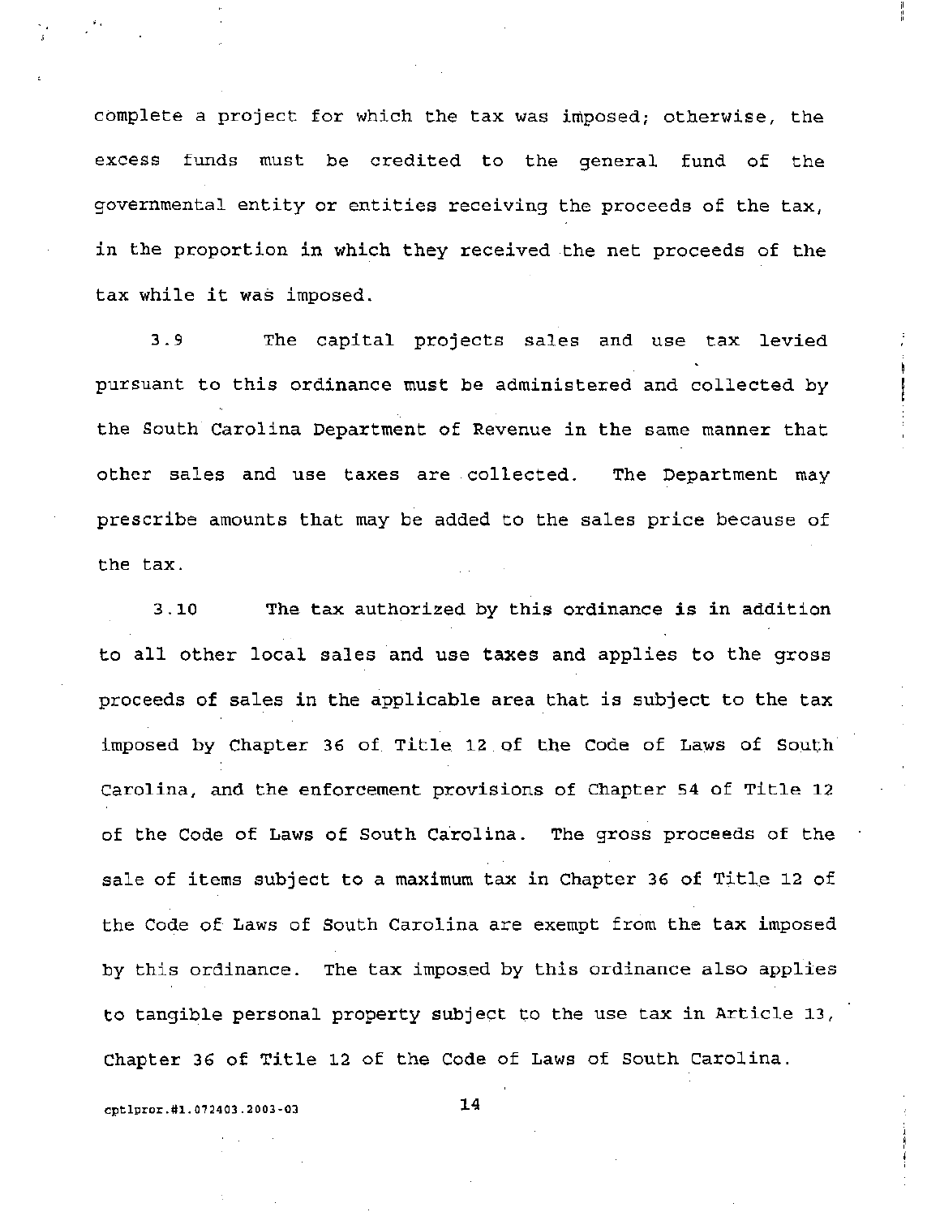complete a project for which the tax was imposed; otherwise, the excess funds must be credited to the general fund of the governmental entity or entities receiving the proceeds of the tax, in the proportion in which they received the net proceeds of the tax while it was imposed.

3.9 The capital projects sales and use tax levied pursuant to this ordinance must be administered and collected by the South Carolina Department of Revenue in the same manner that other sales and use taxes are collected. The Department may prescribe amounts that may be added to the sales price because of the tax.

3.10 The tax authorized by this ordinance is in addition to all other local sales and use taxes and applies to the gross proceeds of sales in the applicable area that is subject to the tax imposed by Chapter 36 of Title 12 of the Code of Laws of South Carolina, and the enforcement provisions of Chapter 54 of Title 12 of the Code of Laws of South Carolina. The gross proceeds of the sale of items subject to a maximum tax in Chapter 36 of Title 12 of the Code of Laws of South Carolina are exempt from the tax imposed by this ordinance. The tax imposed by this ordinance also applies to tangible personal property subject to the use tax in Article 13, Chapter 36 of Title 12 of the Code of Laws of South Carolina.

cptlpror.#1.072403.2003-03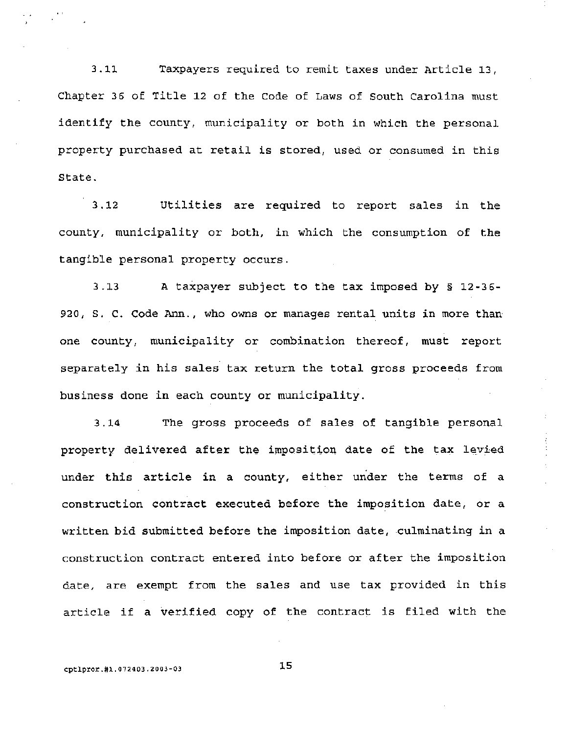3.11 Taxpayers required to remit taxes under Article 13, Chapter 36 of Title 12 of the Code of Laws of South Carolina must identify the county, municipality or both in which the personal property purchased at retail is stored, used or consumed in this State.

3.12 Utilities are required to report sales in the county, municipality or both, in which the consumption of the tangible personal property occurs.

3.13 A taxpayer subject to the tax imposed by § 12-36-920, S. C. Code Ann., who owns or manages rental units in more than one county, municipality or combination thereof, must report separately in his sales tax return the total gross proceeds from business done in each county or municipality.

3.14 The gross proceeds of sales of tangible personal property delivered after the imposition date of the tax levied under this article in a county, either under the terms of a construction contract executed before the imposition date, or a written bid submitted before the imposition date, culminating in a construction contract entered into before or after the imposition date, are exempt from the sales and use tax provided in this article if a verified copy of the contract is filed with the

cptlpror.#1.072403.2003-03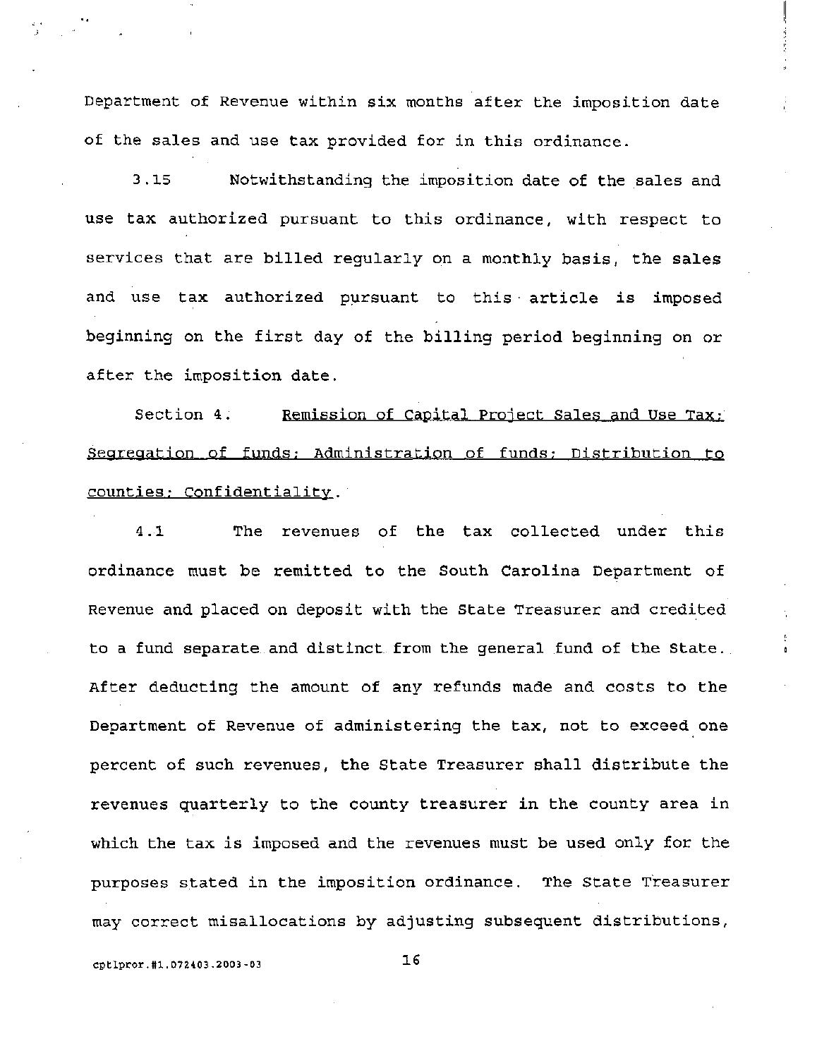Department of Revenue within six months after the imposition date of the sales and use tax provided for in this ordinance.

3.15 Notwithstanding the imposition date of the sales and use tax authorized pursuant to this ordinance, with respect to services that are billed regularly on a monthly basis, the sales and use tax authorized pursuant to this article is imposed beginning on the first day of the billing period beginning on or after the imposition date.

Section 4. Remission of Capital Project Sales and Use Tax; Segregation of funds; Administration of funds; Distribution to counties; Confidentiality.

4.1 The revenues of the tax collected under this ordinance must be remitted to the South Carolina Department of Revenue and placed on deposit with the State Treasurer and credited to a fund separate and distinct from the general fund of the State. After deducting the amount of any refunds made and costs to the Department of Revenue of administering the tax, not to exceed one percent of such revenues, the State Treasurer shall distribute the revenues quarterly to the county treasurer in the county area in which the tax is imposed and the revenues must be used only for the purposes stated in the imposition ordinance. The State Treasurer may correct misallocations by adjusting subsequent distributions,

cptlpror.#1.072403.2003-03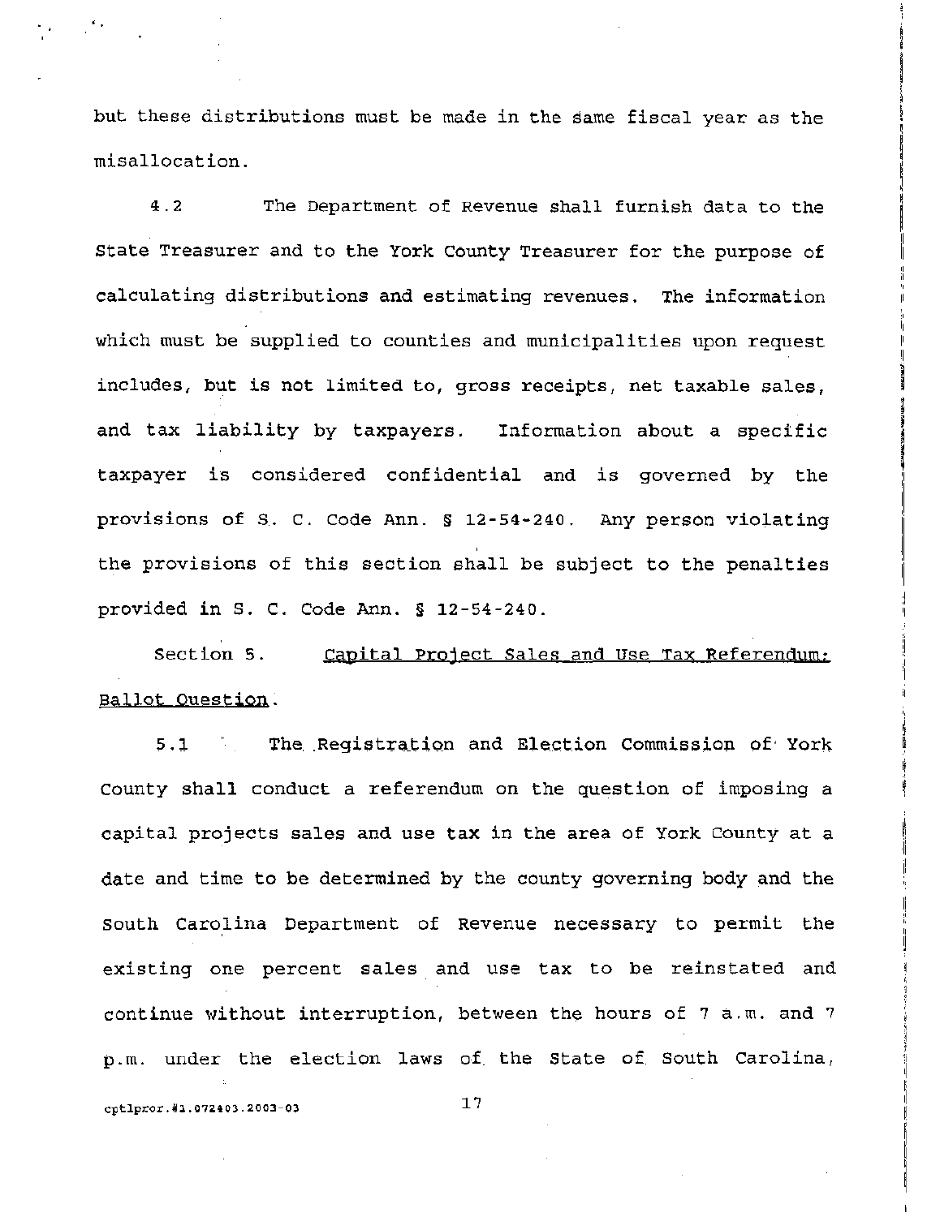but these distributions must be made in the same fiscal year as the misallocation.

4.2 The Department of Revenue shall furnish data to the State Treasurer and to the York County Treasurer for the purpose of calculating distributions and estimating revenues. The information which must be supplied to counties and municipalities upon request includes, but is not limited to, gross receipts, net taxable sales, and tax liability by taxpayers. Information about a specific taxpayer is considered confidential and is governed by the provisions of S. C. Code Ann. § 12-54-240. Any person violating the provisions of this section shall be subject to the penalties provided in S. C. Code Ann. § 12-54-240.

Section 5. Capital Project Sales and Use Tax Referendum; Ballot Question.

5.1 The Registration and Election Commission of York County shall conduct a referendum on the question of imposing a capital projects sales and use tax in the area of York County at a date and time to be determined by the county governing body and the South Carolina Department of Revenue necessary to permit the existing one percent sales and use tax to be reinstated and continue without interruption, between the hours of 7 a.m. and 7 p.m. under the election laws of the State of South Carolina,

cptlpror.#1.072403.2003-03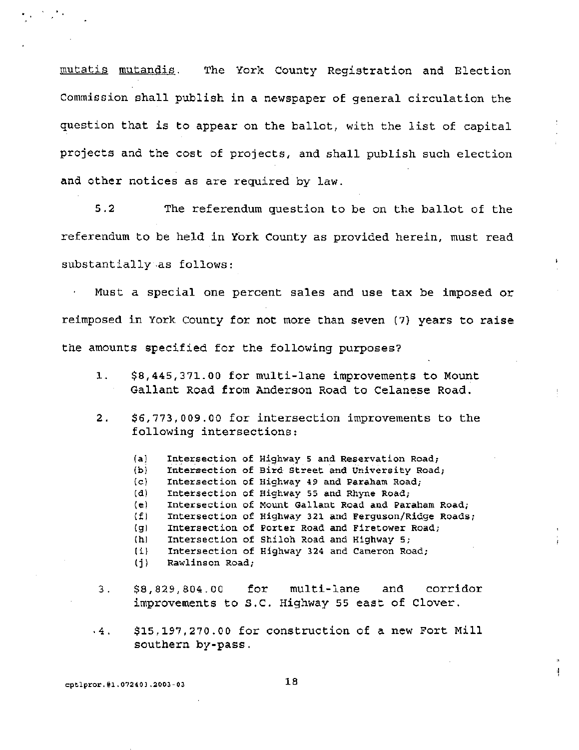*mutatis mutandis*. The York County Registration and Election Commission shall publish in a newspaper of general circulation the question that is to appear on the ballot, with the list of capital projects and the cost of projects, and shall publish such election and other notices as are required by law.

5.2 The referendum question to be on the ballot of the referendum to be held in York County as provided herein, must read substantially as follows:

Must a special one percent sales and use tax be imposed or reimposed in York County for not more than seven (7) years to raise the amounts specified for the following purposes?

1. $8,445,371.00 for multi-lane improvements to Mount Gallant Road from Anderson Road to Celanese Road.

2. $6,773,009.00 for intersection improvements to the following intersections:

   (a) Intersection of Highway 5 and Reservation Road;
   (b) Intersection of Bird Street and University Road;
   (c) Intersection of Highway 49 and Paraham Road;
   (d) Intersection of Highway 55 and Rhyne Road;
   (e) Intersection of Mount Gallant Road and Paraham Road;
   (f) Intersection of Highway 321 and Ferguson/Ridge Roads;
   (g) Intersection of Porter Road and Firetower Road;
   (h) Intersection of Shiloh Road and Highway 5;
   (i) Intersection of Highway 324 and Cameron Road;
   (j) Rawlinson Road;

3. $8,829,804.00 for multi-lane and corridor improvements to S.C. Highway 55 east of Clover.

4. $15,197,270.00 for construction of a new Fort Mill southern by-pass.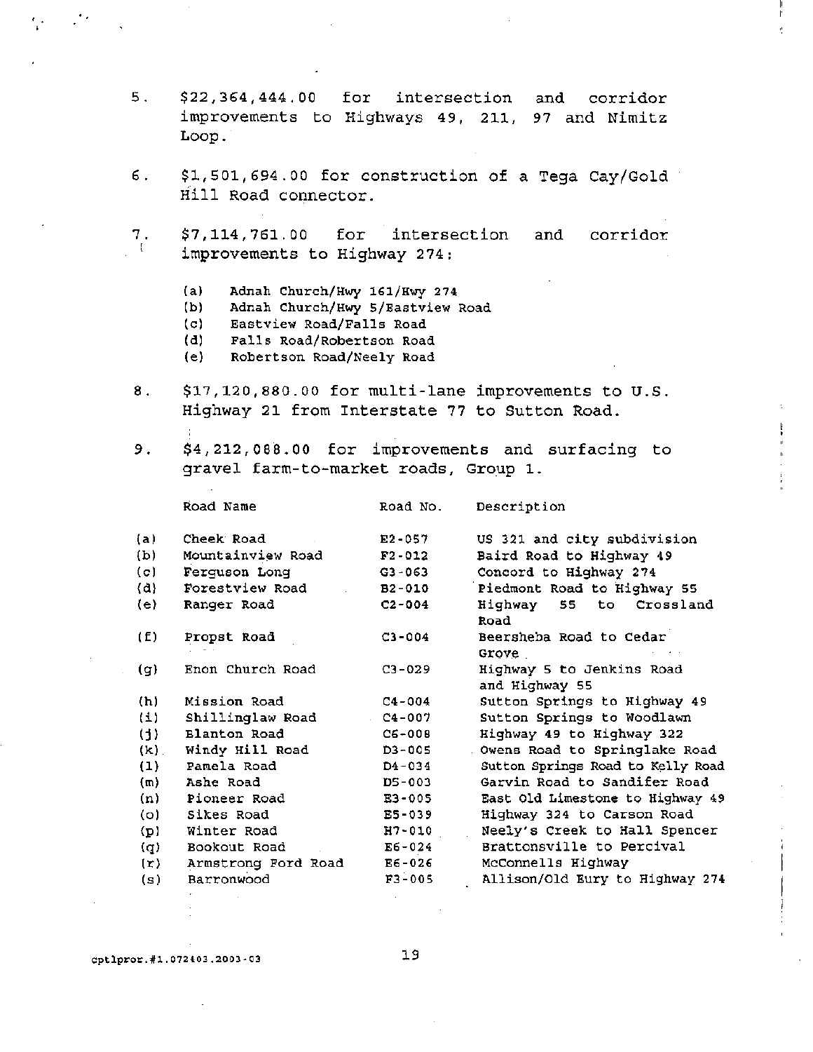5. $22,364,444.00 for intersection and corridor improvements to Highways 49, 211, 97 and Nimitz Loop.

6. $1,501,694.00 for construction of a Tega Cay/Gold Hill Road connector.

7. $7,114,761.00 for intersection and corridor improvements to Highway 274:

   (a) Adnah Church/Hwy 161/Hwy 274
   (b) Adnah Church/Hwy 5/Eastview Road
   (c) Eastview Road/Falls Road
   (d) Falls Road/Robertson Road
   (e) Robertson Road/Neely Road

8. $17,120,880.00 for multi-lane improvements to U.S. Highway 21 from Interstate 77 to Sutton Road.

9. $4,212,088.00 for improvements and surfacing to gravel farm-to-market roads, Group 1.

| | Road Name | Road No. | Description |
|---|---|---|---|
| (a) | Cheek Road | E2-057 | US 321 and city subdivision |
| (b) | Mountainview Road | F2-012 | Baird Road to Highway 49 |
| (c) | Ferguson Long | G3-063 | Concord to Highway 274 |
| (d) | Forestview Road | B2-010 | Piedmont Road to Highway 55 |
| (e) | Ranger Road | C2-004 | Highway 55 to Crossland Road |
| (f) | Propst Road | C3-004 | Beersheba Road to Cedar Grove |
| (g) | Enon Church Road | C3-029 | Highway 5 to Jenkins Road and Highway 55 |
| (h) | Mission Road | C4-004 | Sutton Springs to Highway 49 |
| (i) | Shillinglaw Road | C4-007 | Sutton Springs to Woodlawn |
| (j) | Blanton Road | C6-008 | Highway 49 to Highway 322 |
| (k) | Windy Hill Road | D3-005 | Owens Road to Springlake Road |
| (l) | Pamela Road | D4-034 | Sutton Springs Road to Kelly Road |
| (m) | Ashe Road | D5-003 | Garvin Road to Sandifer Road |
| (n) | Pioneer Road | E3-005 | East Old Limestone to Highway 49 |
| (o) | Sikes Road | E5-039 | Highway 324 to Carson Road |
| (p) | Winter Road | H7-010 | Neely's Creek to Hall Spencer |
| (q) | Bookout Road | E6-024 | Brattonsville to Percival |
| (r) | Armstrong Ford Road | E6-026 | McConnells Highway |
| (s) | Barronwood | F3-005 | Allison/Old Eury to Highway 274 |

cptlpror.#1.072403.2003-03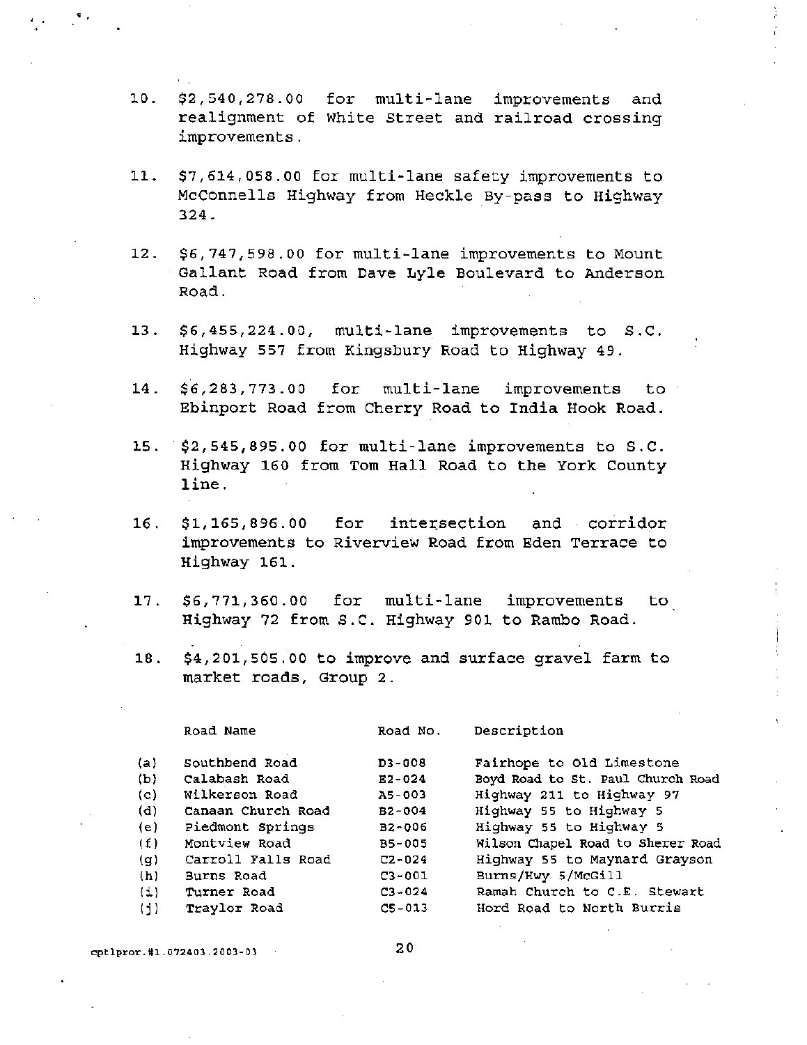10. $2,540,278.00 for multi-lane improvements and realignment of White Street and railroad crossing improvements.

11. $7,614,058.00 for multi-lane safety improvements to McConnells Highway from Heckle By-pass to Highway 324.

12. $6,747,598.00 for multi-lane improvements to Mount Gallant Road from Dave Lyle Boulevard to Anderson Road.

13. $6,455,224.00, multi-lane improvements to S.C. Highway 557 from Kingsbury Road to Highway 49.

14. $6,283,773.00 for multi-lane improvements to Ebinport Road from Cherry Road to India Hook Road.

15. $2,545,895.00 for multi-lane improvements to S.C. Highway 160 from Tom Hall Road to the York County line.

16. $1,165,896.00 for intersection and corridor improvements to Riverview Road from Eden Terrace to Highway 161.

17. $6,771,360.00 for multi-lane improvements to Highway 72 from S.C. Highway 901 to Rambo Road.

18. $4,201,505.00 to improve and surface gravel farm to market roads, Group 2.

| | Road Name | Road No. | Description |
|---|---|---|---|
| (a) | Southbend Road | D3-008 | Fairhope to Old Limestone |
| (b) | Calabash Road | E2-024 | Boyd Road to St. Paul Church Road |
| (c) | Wilkerson Road | A5-003 | Highway 211 to Highway 97 |
| (d) | Canaan Church Road | B2-004 | Highway 55 to Highway 5 |
| (e) | Piedmont Springs | B2-006 | Highway 55 to Highway 5 |
| (f) | Montview Road | B5-005 | Wilson Chapel Road to Sherer Road |
| (g) | Carroll Falls Road | C2-024 | Highway 55 to Maynard Grayson |
| (h) | Burns Road | C3-001 | Burns/Hwy 5/McGill |
| (i) | Turner Road | C3-024 | Ramah Church to C.E. Stewart |
| (j) | Traylor Road | C5-013 | Hord Road to North Burris |

cptlpror.#1.072403.2003-03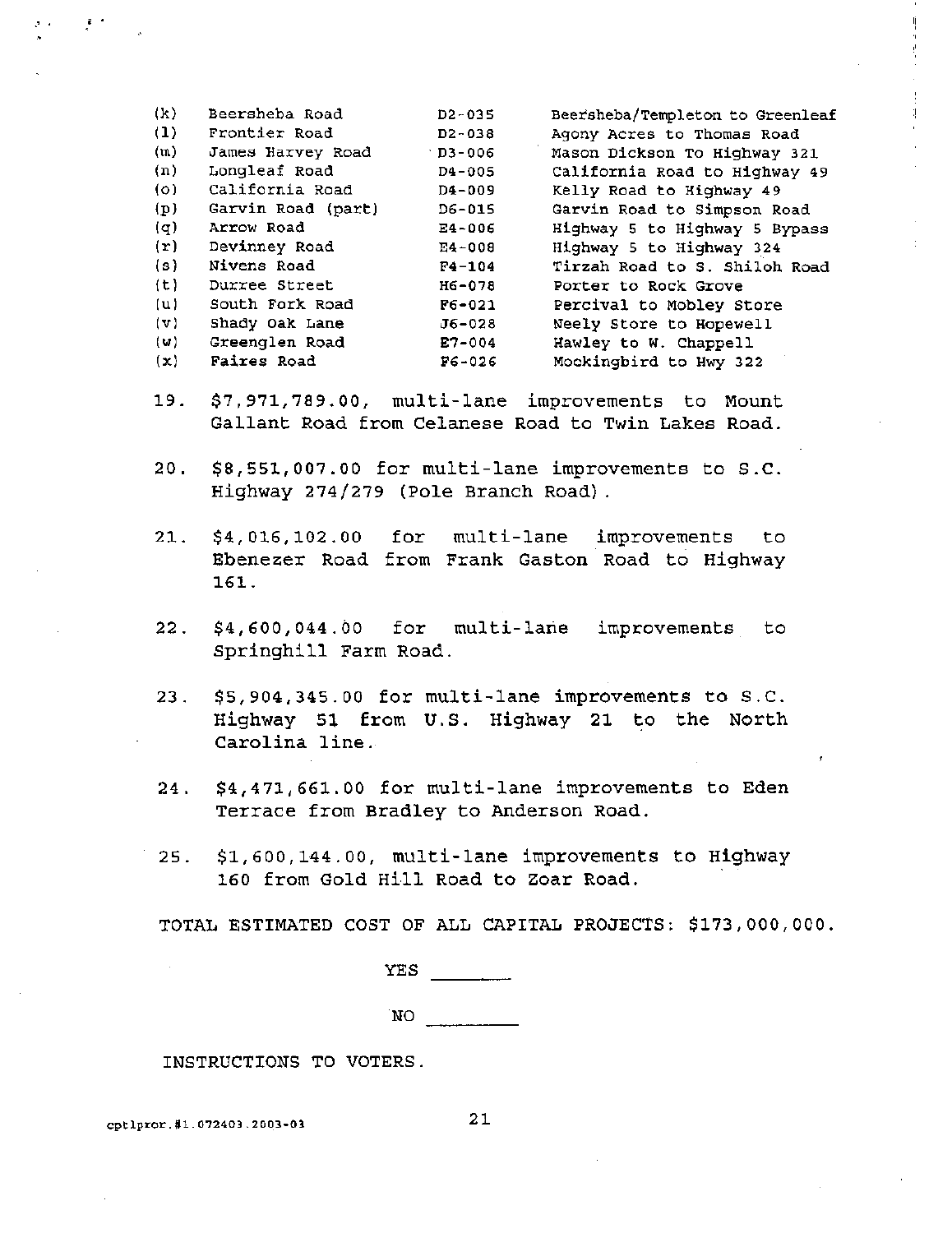| | | | |
|---|---|---|---|
| (k) | Beersheba Road | D2-035 | Beersheba/Templeton to Greenleaf |
| (l) | Frontier Road | D2-038 | Agony Acres to Thomas Road |
| (m) | James Harvey Road | D3-006 | Mason Dickson To Highway 321 |
| (n) | Longleaf Road | D4-005 | California Road to Highway 49 |
| (o) | California Road | D4-009 | Kelly Road to Highway 49 |
| (p) | Garvin Road (part) | D6-015 | Garvin Road to Simpson Road |
| (q) | Arrow Road | E4-006 | Highway 5 to Highway 5 Bypass |
| (r) | Devinney Road | E4-008 | Highway 5 to Highway 324 |
| (s) | Nivens Road | F4-104 | Tirzah Road to S. Shiloh Road |
| (t) | Durree Street | H6-078 | Porter to Rock Grove |
| (u) | South Fork Road | F6-021 | Percival to Mobley Store |
| (v) | Shady Oak Lane | J6-028 | Neely Store to Hopewell |
| (w) | Greenglen Road | E7-004 | Hawley to W. Chappell |
| (x) | Faires Road | F6-026 | Mockingbird to Hwy 322 |

19. $7,971,789.00, multi-lane improvements to Mount Gallant Road from Celanese Road to Twin Lakes Road.

20. $8,551,007.00 for multi-lane improvements to S.C. Highway 274/279 (Pole Branch Road).

21. $4,016,102.00 for multi-lane improvements to Ebenezer Road from Frank Gaston Road to Highway 161.

22. $4,600,044.00 for multi-lane improvements to Springhill Farm Road.

23. $5,904,345.00 for multi-lane improvements to S.C. Highway 51 from U.S. Highway 21 to the North Carolina line.

24. $4,471,661.00 for multi-lane improvements to Eden Terrace from Bradley to Anderson Road.

25. $1,600,144.00, multi-lane improvements to Highway 160 from Gold Hill Road to Zoar Road.

TOTAL ESTIMATED COST OF ALL CAPITAL PROJECTS: $173,000,000.

YES ________

NO ________

INSTRUCTIONS TO VOTERS.

cptlpror.#1.072403.2003-03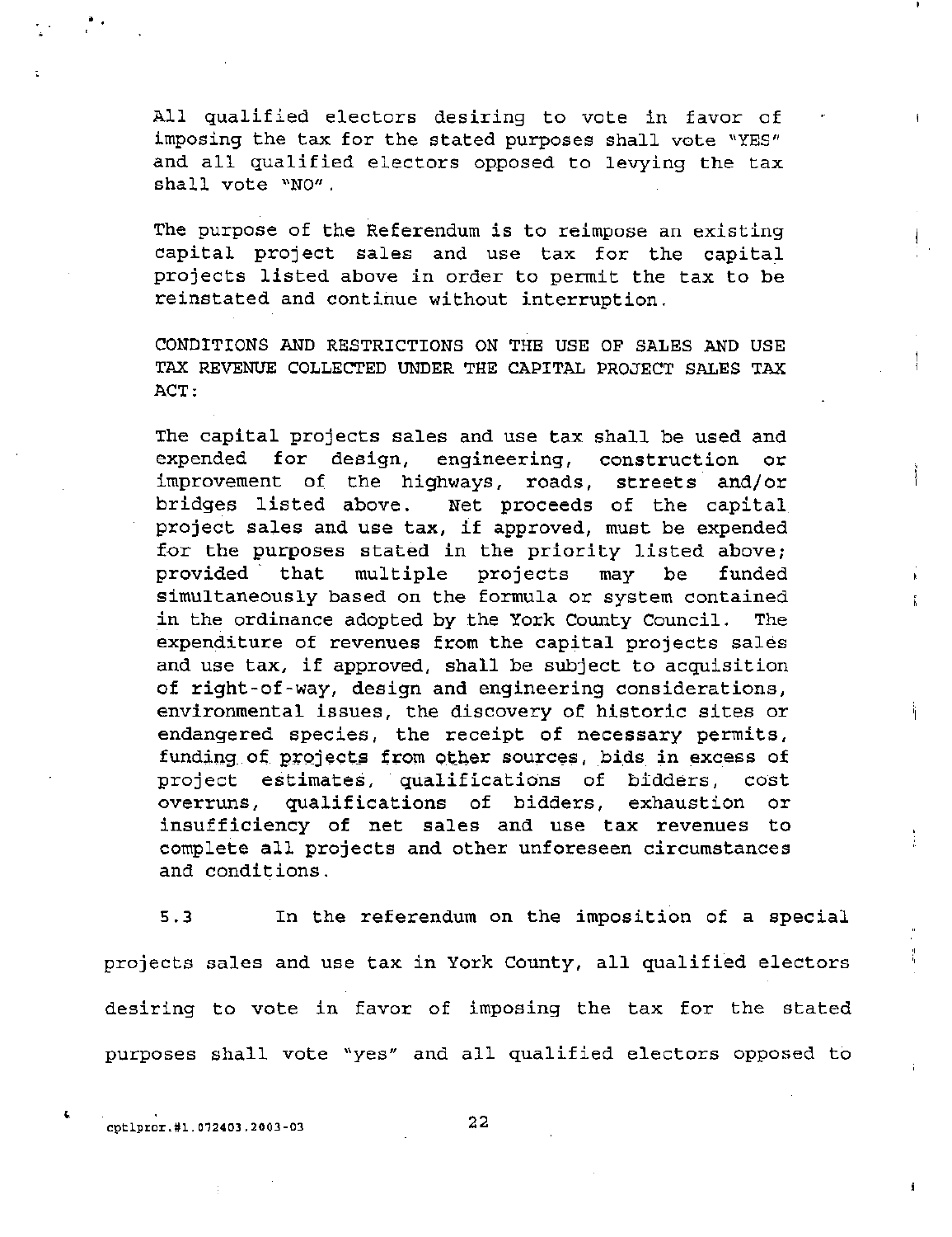All qualified electors desiring to vote in favor of imposing the tax for the stated purposes shall vote "YES" and all qualified electors opposed to levying the tax shall vote "NO".

The purpose of the Referendum is to reimpose an existing capital project sales and use tax for the capital projects listed above in order to permit the tax to be reinstated and continue without interruption.

CONDITIONS AND RESTRICTIONS ON THE USE OF SALES AND USE TAX REVENUE COLLECTED UNDER THE CAPITAL PROJECT SALES TAX ACT:

The capital projects sales and use tax shall be used and expended for design, engineering, construction or improvement of the highways, roads, streets and/or bridges listed above. Net proceeds of the capital project sales and use tax, if approved, must be expended for the purposes stated in the priority listed above; provided that multiple projects may be funded simultaneously based on the formula or system contained in the ordinance adopted by the York County Council. The expenditure of revenues from the capital projects sales and use tax, if approved, shall be subject to acquisition of right-of-way, design and engineering considerations, environmental issues, the discovery of historic sites or endangered species, the receipt of necessary permits, funding of projects from other sources, bids in excess of project estimates, qualifications of bidders, cost overruns, qualifications of bidders, exhaustion or insufficiency of net sales and use tax revenues to complete all projects and other unforeseen circumstances and conditions.

5.3 In the referendum on the imposition of a special projects sales and use tax in York County, all qualified electors desiring to vote in favor of imposing the tax for the stated purposes shall vote "yes" and all qualified electors opposed to

cptlpror.#1.072403.2003-03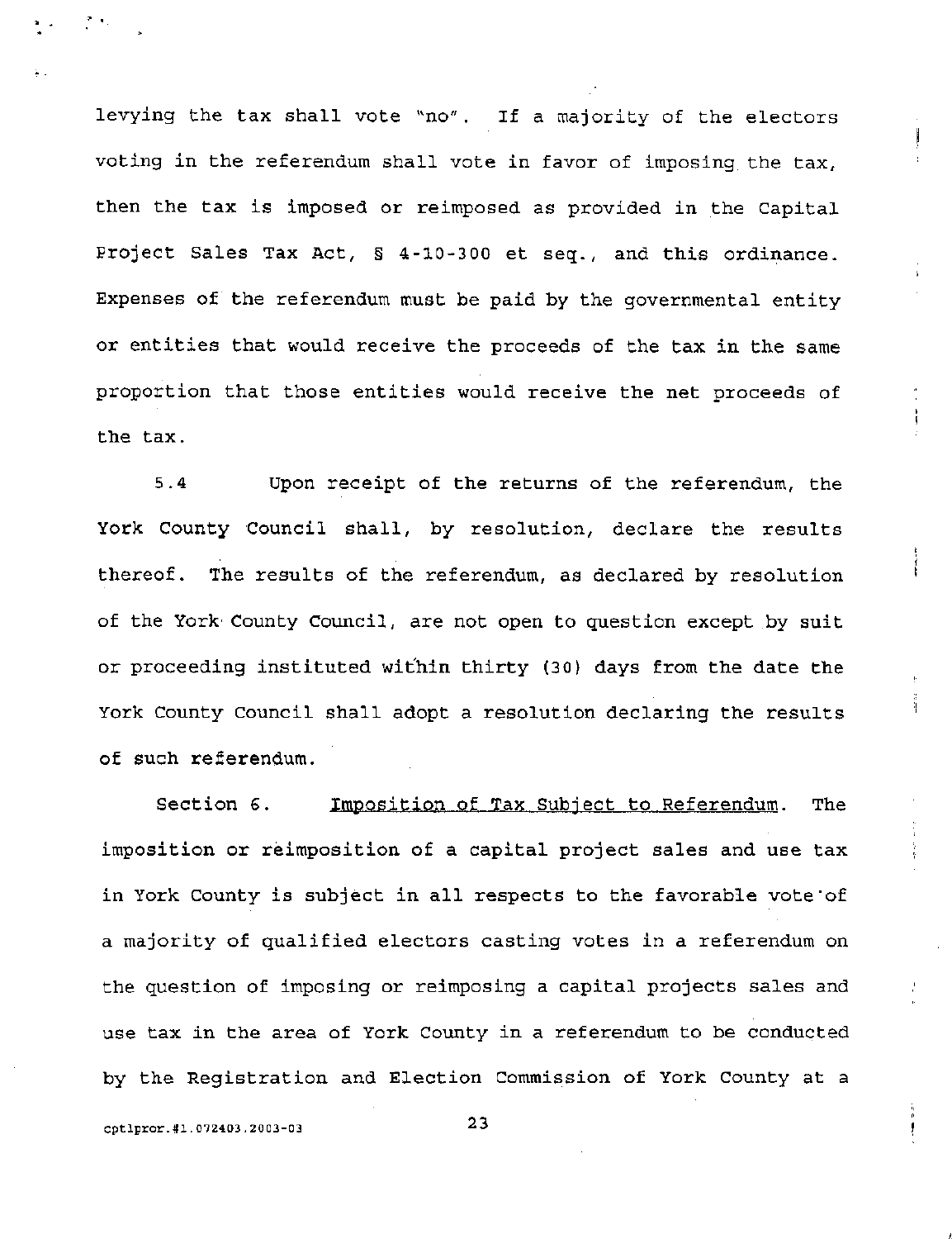levying the tax shall vote "no". If a majority of the electors voting in the referendum shall vote in favor of imposing the tax, then the tax is imposed or reimposed as provided in the Capital Project Sales Tax Act, § 4-10-300 et seq., and this ordinance. Expenses of the referendum must be paid by the governmental entity or entities that would receive the proceeds of the tax in the same proportion that those entities would receive the net proceeds of the tax.

5.4 Upon receipt of the returns of the referendum, the York County Council shall, by resolution, declare the results thereof. The results of the referendum, as declared by resolution of the York County Council, are not open to question except by suit or proceeding instituted within thirty (30) days from the date the York County Council shall adopt a resolution declaring the results of such referendum.

Section 6. Imposition of Tax Subject to Referendum. The imposition or reimposition of a capital project sales and use tax in York County is subject in all respects to the favorable vote of a majority of qualified electors casting votes in a referendum on the question of imposing or reimposing a capital projects sales and use tax in the area of York County in a referendum to be conducted by the Registration and Election Commission of York County at a

cptlpror.#1.072403.2003-03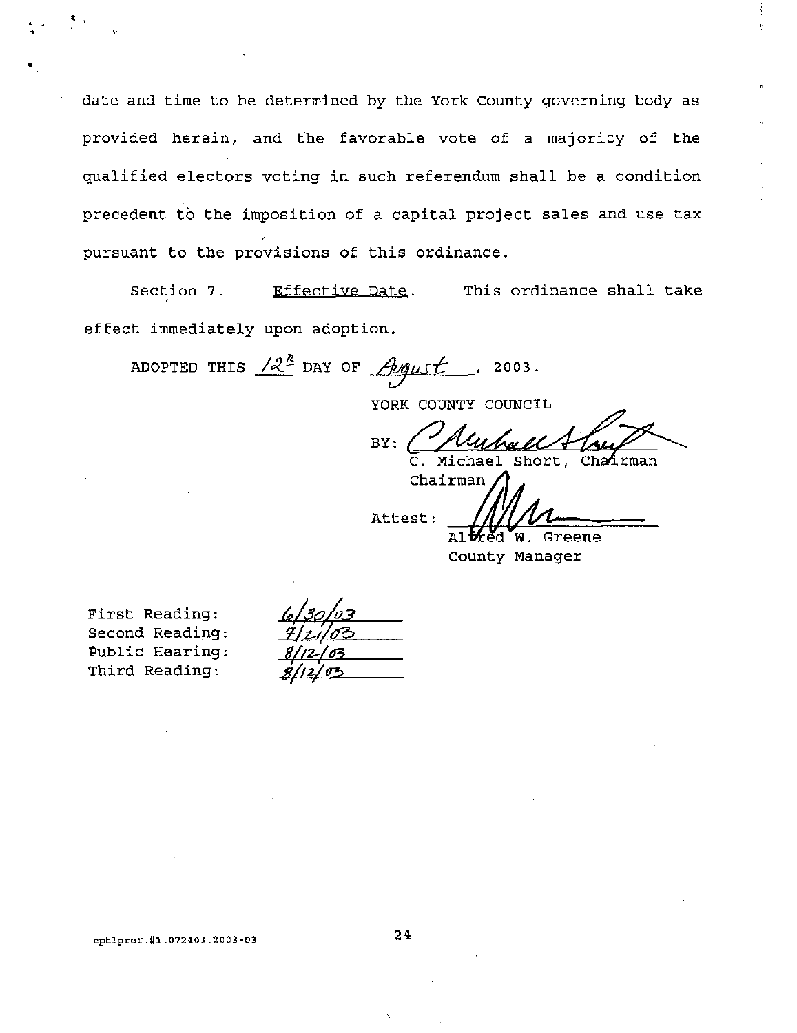date and time to be determined by the York County governing body as provided herein, and the favorable vote of a majority of the qualified electors voting in such referendum shall be a condition precedent to the imposition of a capital project sales and use tax pursuant to the provisions of this ordinance.

Section 7. Effective Date. This ordinance shall take effect immediately upon adoption.

ADOPTED THIS 12th DAY OF August, 2003.

YORK COUNTY COUNCIL

BY: ______________________
C. Michael Short, Chairman
Chairman

Attest: ______________________
Alfred W. Greene
County Manager

First Reading: 6/30/03
Second Reading: 7/21/03
Public Hearing: 8/12/03
Third Reading: 8/12/03

cptlpror.#1.072403.2003-03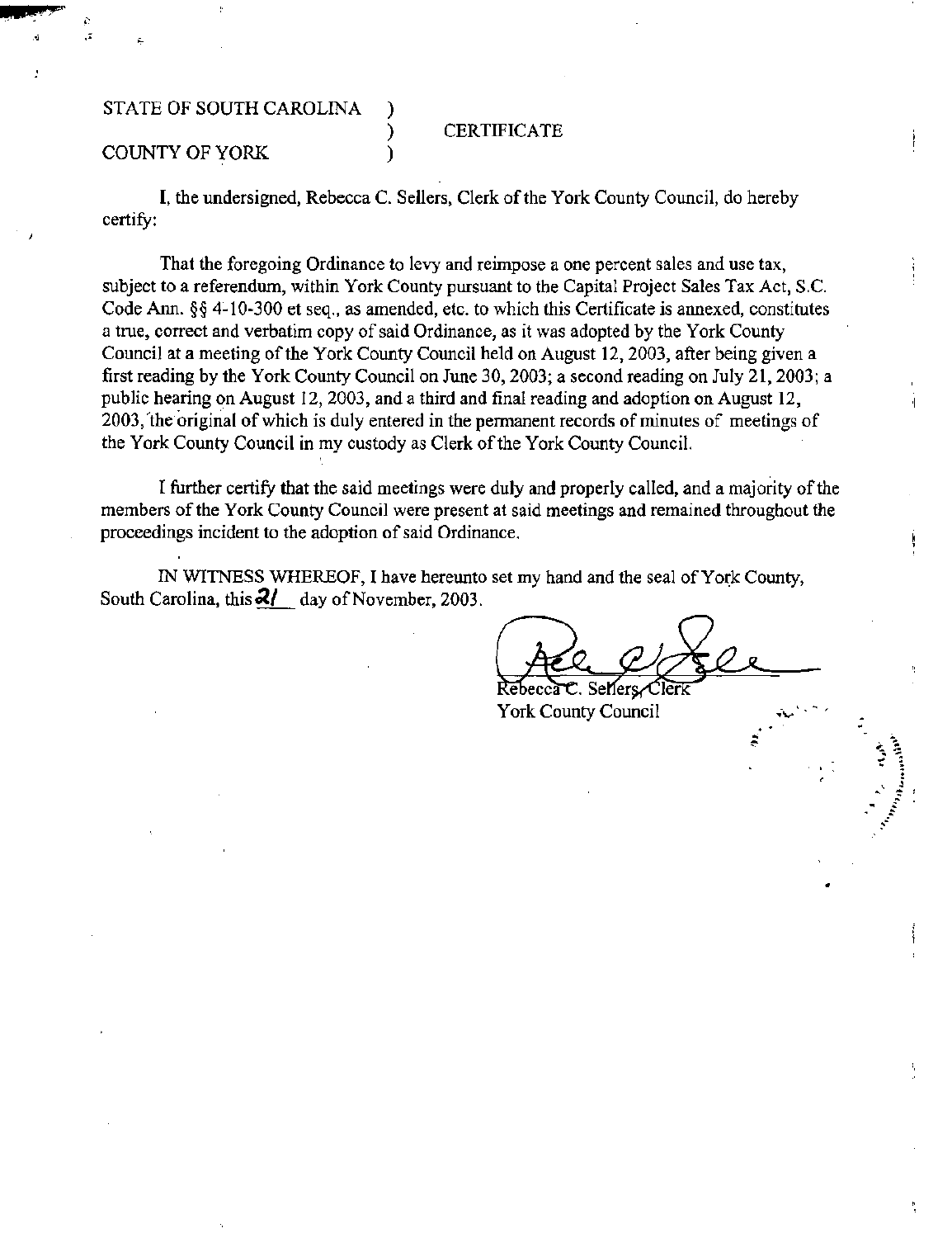STATE OF SOUTH CAROLINA )
) CERTIFICATE
COUNTY OF YORK )

I, the undersigned, Rebecca C. Sellers, Clerk of the York County Council, do hereby certify:

That the foregoing Ordinance to levy and reimpose a one percent sales and use tax, subject to a referendum, within York County pursuant to the Capital Project Sales Tax Act, S.C. Code Ann. §§ 4-10-300 et seq., as amended, etc. to which this Certificate is annexed, constitutes a true, correct and verbatim copy of said Ordinance, as it was adopted by the York County Council at a meeting of the York County Council held on August 12, 2003, after being given a first reading by the York County Council on June 30, 2003; a second reading on July 21, 2003; a public hearing on August 12, 2003, and a third and final reading and adoption on August 12, 2003, the original of which is duly entered in the permanent records of minutes of meetings of the York County Council in my custody as Clerk of the York County Council.

I further certify that the said meetings were duly and properly called, and a majority of the members of the York County Council were present at said meetings and remained throughout the proceedings incident to the adoption of said Ordinance.

IN WITNESS WHEREOF, I have hereunto set my hand and the seal of York County, South Carolina, this 21 day of November, 2003.

Rebecca C. Sellers, Clerk
York County Council